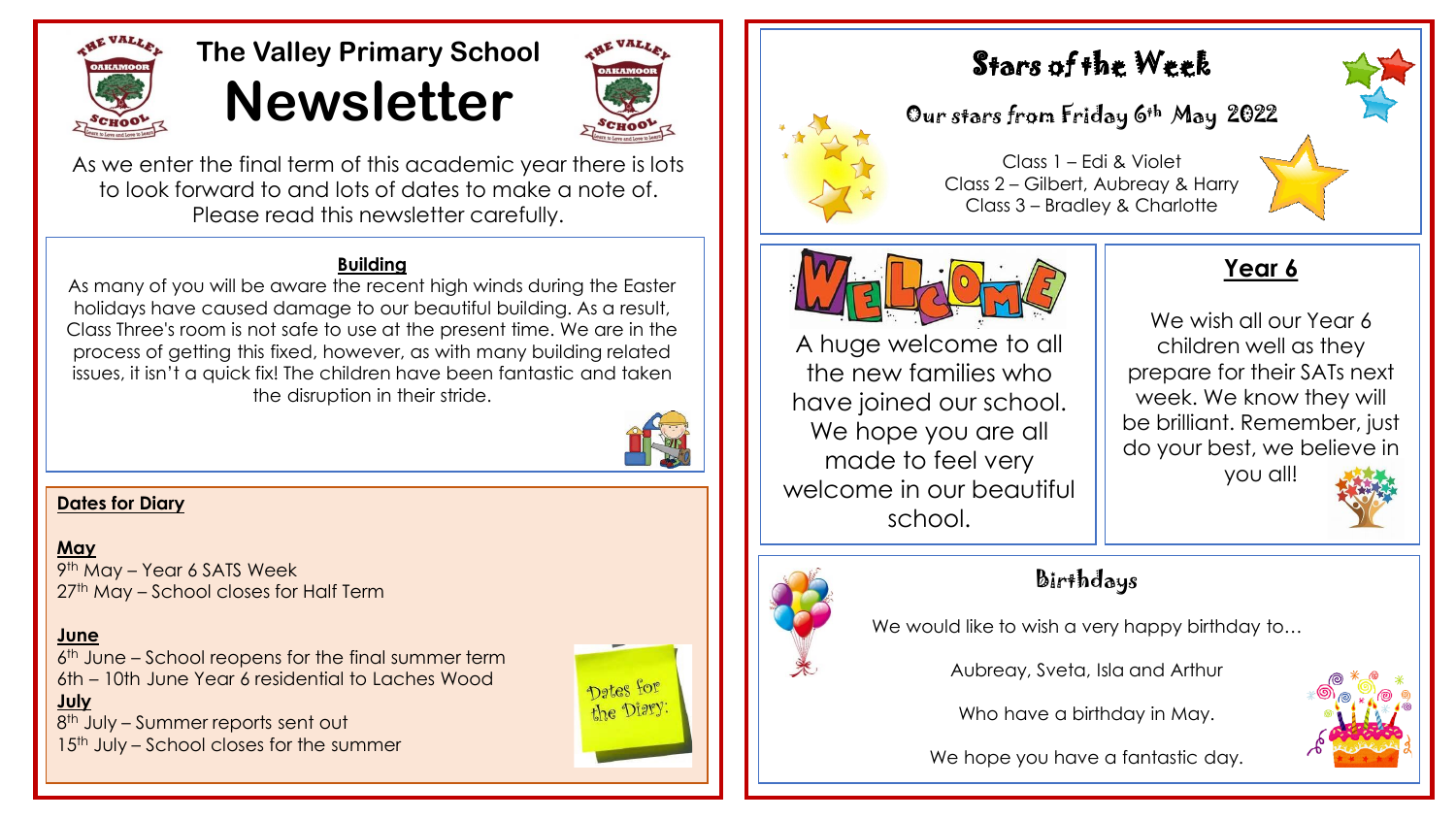# The Valley Primary School Newsletter

As we enter the final term of this academic year there is lots to look forward to and lots of dates to make a note of. Please read this newsletter carefully.

## Building

As many of you will be aware the recent high winds during the Easter holidays have caused damage to our beautiful building. As a result, Class Three's room is not safe to use at the present time. We are in the process of getting this fixed, however, as with many building related issues, it isn't a quick fix! The children have been fantastic and taken the disruption in their stride.

## Dates for Diary

**May**

9th May – Year 6 SATS Week
27th May – School closes for Half Term

**June**

6th June – School reopens for the final summer term
6th – 10th June Year 6 residential to Laches Wood

**July**

8th July – Summer reports sent out
15th July – School closes for the summer

## Stars of the Week

Our stars from Friday 6th May 2022

Class 1 – Edi & Violet
Class 2 – Gilbert, Aubrey & Harry
Class 3 – Bradley & Charlotte

## Welcome

A huge welcome to all the new families who have joined our school. We hope you are all made to feel very welcome in our beautiful school.

## Year 6

We wish all our Year 6 children well as they prepare for their SATs next week. We know they will be brilliant. Remember, just do your best, we believe in you all!

## Birthdays

We would like to wish a very happy birthday to…

Aubreay, Sveta, Isla and Arthur

Who have a birthday in May.

We hope you have a fantastic day.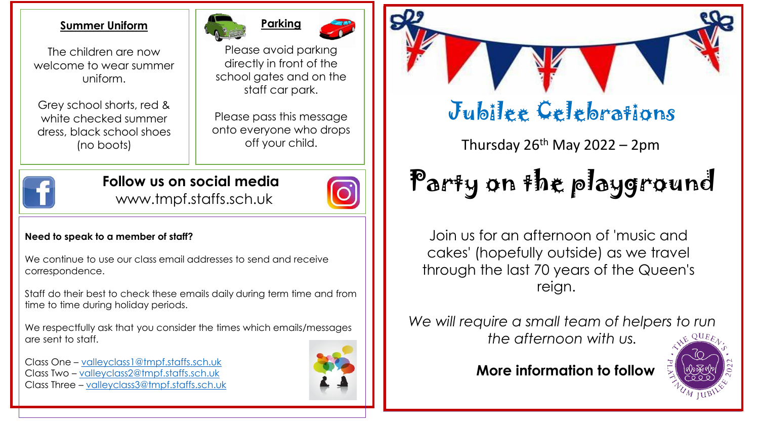## Summer Uniform

The children are now welcome to wear summer uniform.

Grey school shorts, red & white checked summer dress, black school shoes (no boots)

## Parking

Please avoid parking directly in front of the school gates and on the staff car park.

Please pass this message onto everyone who drops off your child.

## Follow us on social media

www.tmpf.staffs.sch.uk

**Need to speak to a member of staff?**

We continue to use our class email addresses to send and receive correspondence.

Staff do their best to check these emails daily during term time and from time to time during holiday periods.

We respectfully ask that you consider the times which emails/messages are sent to staff.

Class One – valleyclass1@tmpf.staffs.sch.uk
Class Two – valleyclass2@tmpf.staffs.sch.uk
Class Three – valleyclass3@tmpf.staffs.sch.uk

# Jubilee Celebrations

Thursday 26th May 2022 – 2pm

# Party on the playground

Join us for an afternoon of 'music and cakes' (hopefully outside) as we travel through the last 70 years of the Queen's reign.

*We will require a small team of helpers to run the afternoon with us.*

**More information to follow**